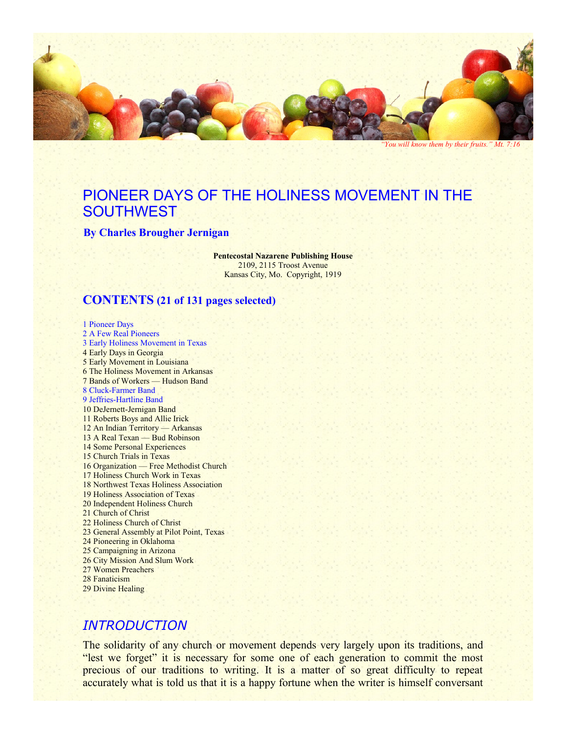*"You will know them by their fruits." Mt. 7:16*

# PIONEER DAYS OF THE HOLINESS MOVEMENT IN THE SOUTHWEST

**By Charles Brougher Jernigan**

**Pentecostal Nazarene Publishing House**
2109, 2115 Troost Avenue
Kansas City, Mo. Copyright, 1919

## CONTENTS (21 of 131 pages selected)

1 Pioneer Days
2 A Few Real Pioneers
3 Early Holiness Movement in Texas
4 Early Days in Georgia
5 Early Movement in Louisiana
6 The Holiness Movement in Arkansas
7 Bands of Workers — Hudson Band
8 Cluck-Farmer Band
9 Jeffries-Hartline Band
10 DeJernett-Jernigan Band
11 Roberts Boys and Allie Irick
12 An Indian Territory — Arkansas
13 A Real Texan — Bud Robinson
14 Some Personal Experiences
15 Church Trials in Texas
16 Organization — Free Methodist Church
17 Holiness Church Work in Texas
18 Northwest Texas Holiness Association
19 Holiness Association of Texas
20 Independent Holiness Church
21 Church of Christ
22 Holiness Church of Christ
23 General Assembly at Pilot Point, Texas
24 Pioneering in Oklahoma
25 Campaigning in Arizona
26 City Mission And Slum Work
27 Women Preachers
28 Fanaticism
29 Divine Healing

## *INTRODUCTION*

The solidarity of any church or movement depends very largely upon its traditions, and "lest we forget" it is necessary for some one of each generation to commit the most precious of our traditions to writing. It is a matter of so great difficulty to repeat accurately what is told us that it is a happy fortune when the writer is himself conversant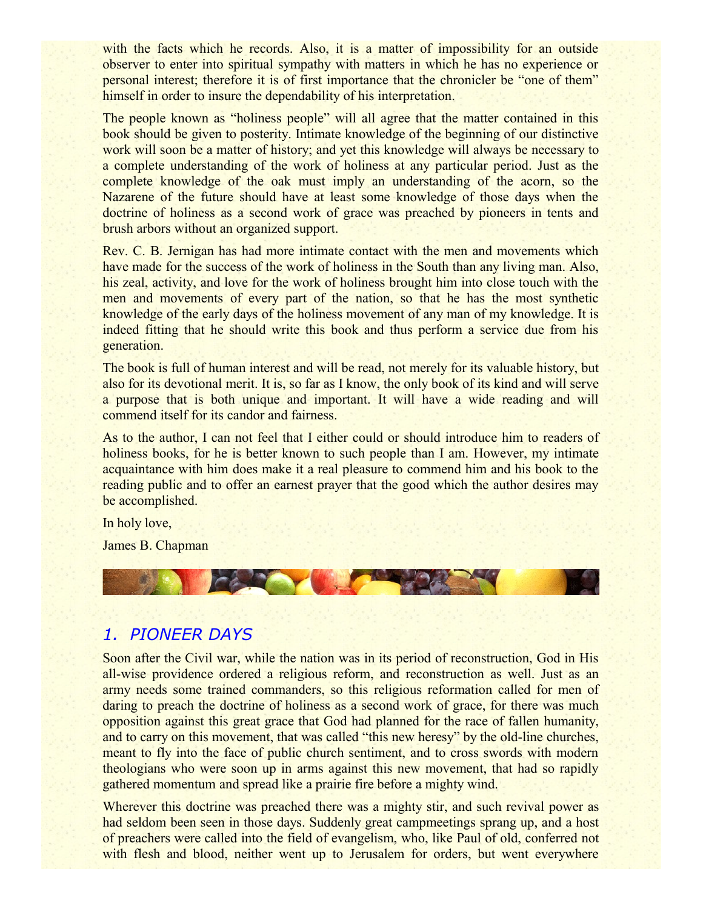with the facts which he records. Also, it is a matter of impossibility for an outside observer to enter into spiritual sympathy with matters in which he has no experience or personal interest; therefore it is of first importance that the chronicler be "one of them" himself in order to insure the dependability of his interpretation.

The people known as "holiness people" will all agree that the matter contained in this book should be given to posterity. Intimate knowledge of the beginning of our distinctive work will soon be a matter of history; and yet this knowledge will always be necessary to a complete understanding of the work of holiness at any particular period. Just as the complete knowledge of the oak must imply an understanding of the acorn, so the Nazarene of the future should have at least some knowledge of those days when the doctrine of holiness as a second work of grace was preached by pioneers in tents and brush arbors without an organized support.

Rev. C. B. Jernigan has had more intimate contact with the men and movements which have made for the success of the work of holiness in the South than any living man. Also, his zeal, activity, and love for the work of holiness brought him into close touch with the men and movements of every part of the nation, so that he has the most synthetic knowledge of the early days of the holiness movement of any man of my knowledge. It is indeed fitting that he should write this book and thus perform a service due from his generation.

The book is full of human interest and will be read, not merely for its valuable history, but also for its devotional merit. It is, so far as I know, the only book of its kind and will serve a purpose that is both unique and important. It will have a wide reading and will commend itself for its candor and fairness.

As to the author, I can not feel that I either could or should introduce him to readers of holiness books, for he is better known to such people than I am. However, my intimate acquaintance with him does make it a real pleasure to commend him and his book to the reading public and to offer an earnest prayer that the good which the author desires may be accomplished.

In holy love,

James B. Chapman

## 1. PIONEER DAYS

Soon after the Civil war, while the nation was in its period of reconstruction, God in His all-wise providence ordered a religious reform, and reconstruction as well. Just as an army needs some trained commanders, so this religious reformation called for men of daring to preach the doctrine of holiness as a second work of grace, for there was much opposition against this great grace that God had planned for the race of fallen humanity, and to carry on this movement, that was called "this new heresy" by the old-line churches, meant to fly into the face of public church sentiment, and to cross swords with modern theologians who were soon up in arms against this new movement, that had so rapidly gathered momentum and spread like a prairie fire before a mighty wind.

Wherever this doctrine was preached there was a mighty stir, and such revival power as had seldom been seen in those days. Suddenly great campmeetings sprang up, and a host of preachers were called into the field of evangelism, who, like Paul of old, conferred not with flesh and blood, neither went up to Jerusalem for orders, but went everywhere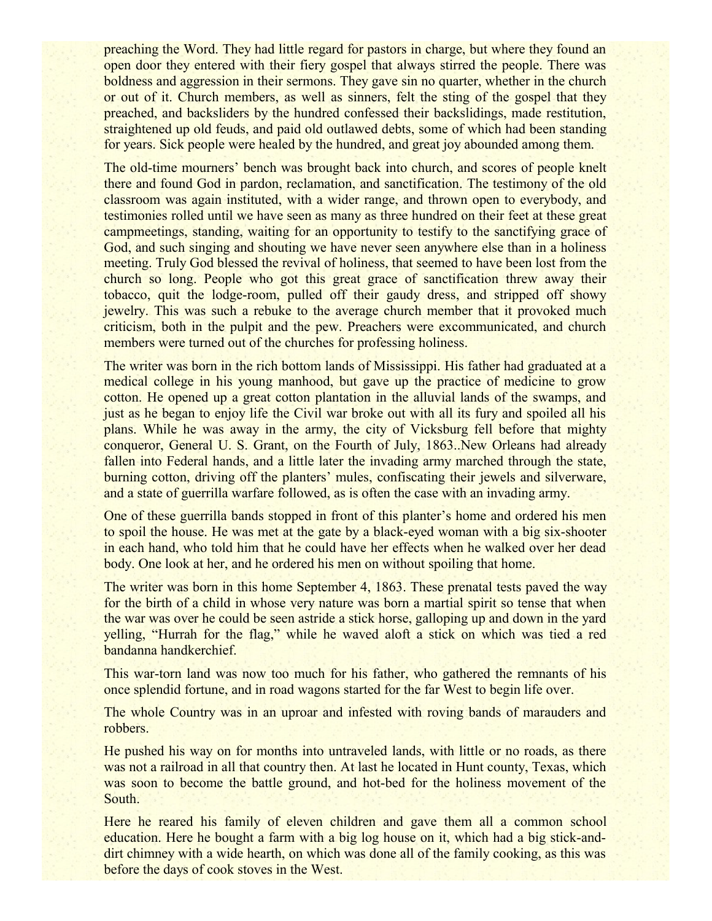preaching the Word. They had little regard for pastors in charge, but where they found an open door they entered with their fiery gospel that always stirred the people. There was boldness and aggression in their sermons. They gave sin no quarter, whether in the church or out of it. Church members, as well as sinners, felt the sting of the gospel that they preached, and backsliders by the hundred confessed their backslidings, made restitution, straightened up old feuds, and paid old outlawed debts, some of which had been standing for years. Sick people were healed by the hundred, and great joy abounded among them.

The old-time mourners' bench was brought back into church, and scores of people knelt there and found God in pardon, reclamation, and sanctification. The testimony of the old classroom was again instituted, with a wider range, and thrown open to everybody, and testimonies rolled until we have seen as many as three hundred on their feet at these great campmeetings, standing, waiting for an opportunity to testify to the sanctifying grace of God, and such singing and shouting we have never seen anywhere else than in a holiness meeting. Truly God blessed the revival of holiness, that seemed to have been lost from the church so long. People who got this great grace of sanctification threw away their tobacco, quit the lodge-room, pulled off their gaudy dress, and stripped off showy jewelry. This was such a rebuke to the average church member that it provoked much criticism, both in the pulpit and the pew. Preachers were excommunicated, and church members were turned out of the churches for professing holiness.

The writer was born in the rich bottom lands of Mississippi. His father had graduated at a medical college in his young manhood, but gave up the practice of medicine to grow cotton. He opened up a great cotton plantation in the alluvial lands of the swamps, and just as he began to enjoy life the Civil war broke out with all its fury and spoiled all his plans. While he was away in the army, the city of Vicksburg fell before that mighty conqueror, General U. S. Grant, on the Fourth of July, 1863..New Orleans had already fallen into Federal hands, and a little later the invading army marched through the state, burning cotton, driving off the planters' mules, confiscating their jewels and silverware, and a state of guerrilla warfare followed, as is often the case with an invading army.

One of these guerrilla bands stopped in front of this planter's home and ordered his men to spoil the house. He was met at the gate by a black-eyed woman with a big six-shooter in each hand, who told him that he could have her effects when he walked over her dead body. One look at her, and he ordered his men on without spoiling that home.

The writer was born in this home September 4, 1863. These prenatal tests paved the way for the birth of a child in whose very nature was born a martial spirit so tense that when the war was over he could be seen astride a stick horse, galloping up and down in the yard yelling, "Hurrah for the flag," while he waved aloft a stick on which was tied a red bandanna handkerchief.

This war-torn land was now too much for his father, who gathered the remnants of his once splendid fortune, and in road wagons started for the far West to begin life over.

The whole Country was in an uproar and infested with roving bands of marauders and robbers.

He pushed his way on for months into untraveled lands, with little or no roads, as there was not a railroad in all that country then. At last he located in Hunt county, Texas, which was soon to become the battle ground, and hot-bed for the holiness movement of the South.

Here he reared his family of eleven children and gave them all a common school education. Here he bought a farm with a big log house on it, which had a big stick-and-dirt chimney with a wide hearth, on which was done all of the family cooking, as this was before the days of cook stoves in the West.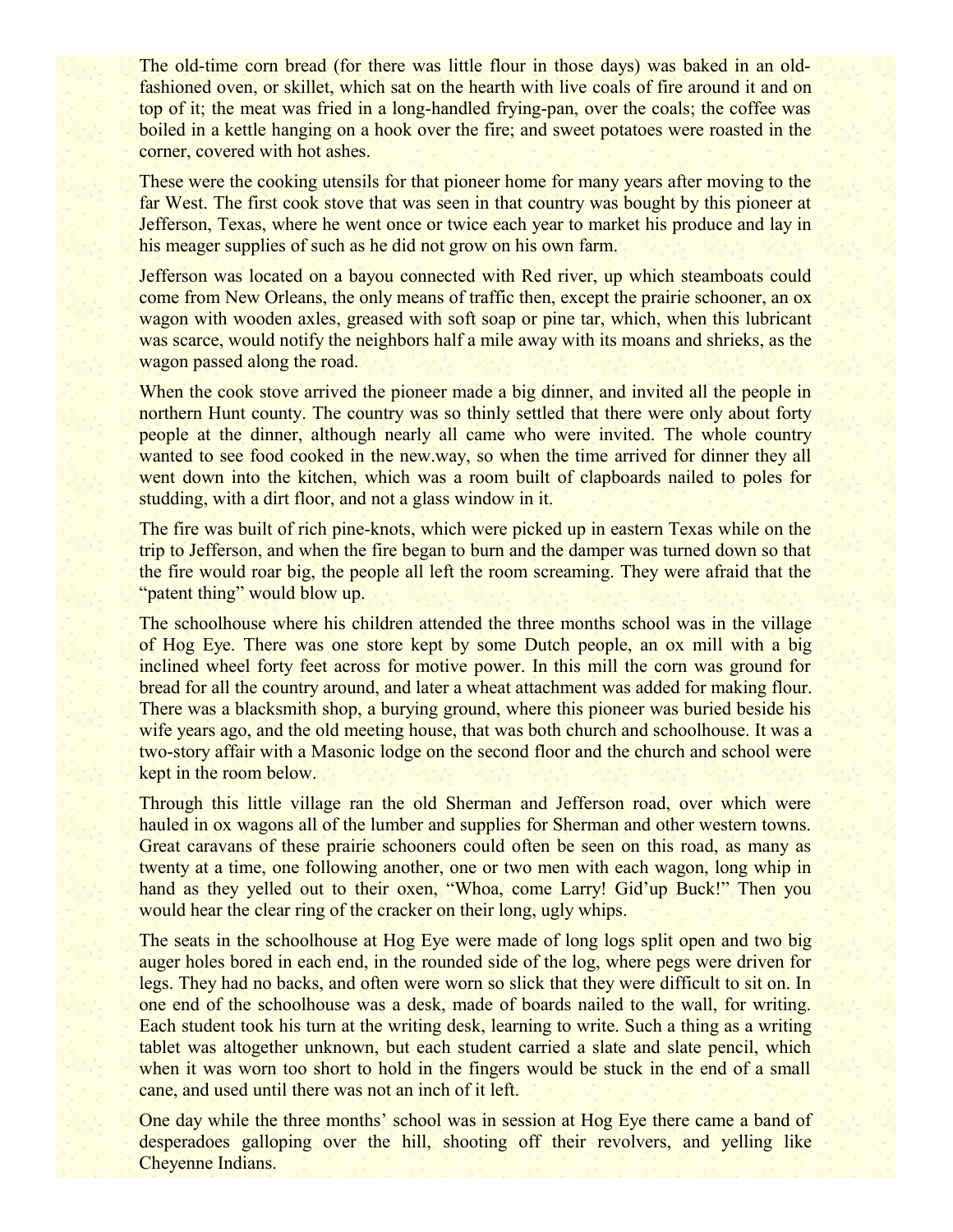The old-time corn bread (for there was little flour in those days) was baked in an old-fashioned oven, or skillet, which sat on the hearth with live coals of fire around it and on top of it; the meat was fried in a long-handled frying-pan, over the coals; the coffee was boiled in a kettle hanging on a hook over the fire; and sweet potatoes were roasted in the corner, covered with hot ashes.

These were the cooking utensils for that pioneer home for many years after moving to the far West. The first cook stove that was seen in that country was bought by this pioneer at Jefferson, Texas, where he went once or twice each year to market his produce and lay in his meager supplies of such as he did not grow on his own farm.

Jefferson was located on a bayou connected with Red river, up which steamboats could come from New Orleans, the only means of traffic then, except the prairie schooner, an ox wagon with wooden axles, greased with soft soap or pine tar, which, when this lubricant was scarce, would notify the neighbors half a mile away with its moans and shrieks, as the wagon passed along the road.

When the cook stove arrived the pioneer made a big dinner, and invited all the people in northern Hunt county. The country was so thinly settled that there were only about forty people at the dinner, although nearly all came who were invited. The whole country wanted to see food cooked in the new.way, so when the time arrived for dinner they all went down into the kitchen, which was a room built of clapboards nailed to poles for studding, with a dirt floor, and not a glass window in it.

The fire was built of rich pine-knots, which were picked up in eastern Texas while on the trip to Jefferson, and when the fire began to burn and the damper was turned down so that the fire would roar big, the people all left the room screaming. They were afraid that the "patent thing" would blow up.

The schoolhouse where his children attended the three months school was in the village of Hog Eye. There was one store kept by some Dutch people, an ox mill with a big inclined wheel forty feet across for motive power. In this mill the corn was ground for bread for all the country around, and later a wheat attachment was added for making flour. There was a blacksmith shop, a burying ground, where this pioneer was buried beside his wife years ago, and the old meeting house, that was both church and schoolhouse. It was a two-story affair with a Masonic lodge on the second floor and the church and school were kept in the room below.

Through this little village ran the old Sherman and Jefferson road, over which were hauled in ox wagons all of the lumber and supplies for Sherman and other western towns. Great caravans of these prairie schooners could often be seen on this road, as many as twenty at a time, one following another, one or two men with each wagon, long whip in hand as they yelled out to their oxen, "Whoa, come Larry! Gid'up Buck!" Then you would hear the clear ring of the cracker on their long, ugly whips.

The seats in the schoolhouse at Hog Eye were made of long logs split open and two big auger holes bored in each end, in the rounded side of the log, where pegs were driven for legs. They had no backs, and often were worn so slick that they were difficult to sit on. In one end of the schoolhouse was a desk, made of boards nailed to the wall, for writing. Each student took his turn at the writing desk, learning to write. Such a thing as a writing tablet was altogether unknown, but each student carried a slate and slate pencil, which when it was worn too short to hold in the fingers would be stuck in the end of a small cane, and used until there was not an inch of it left.

One day while the three months' school was in session at Hog Eye there came a band of desperadoes galloping over the hill, shooting off their revolvers, and yelling like Cheyenne Indians.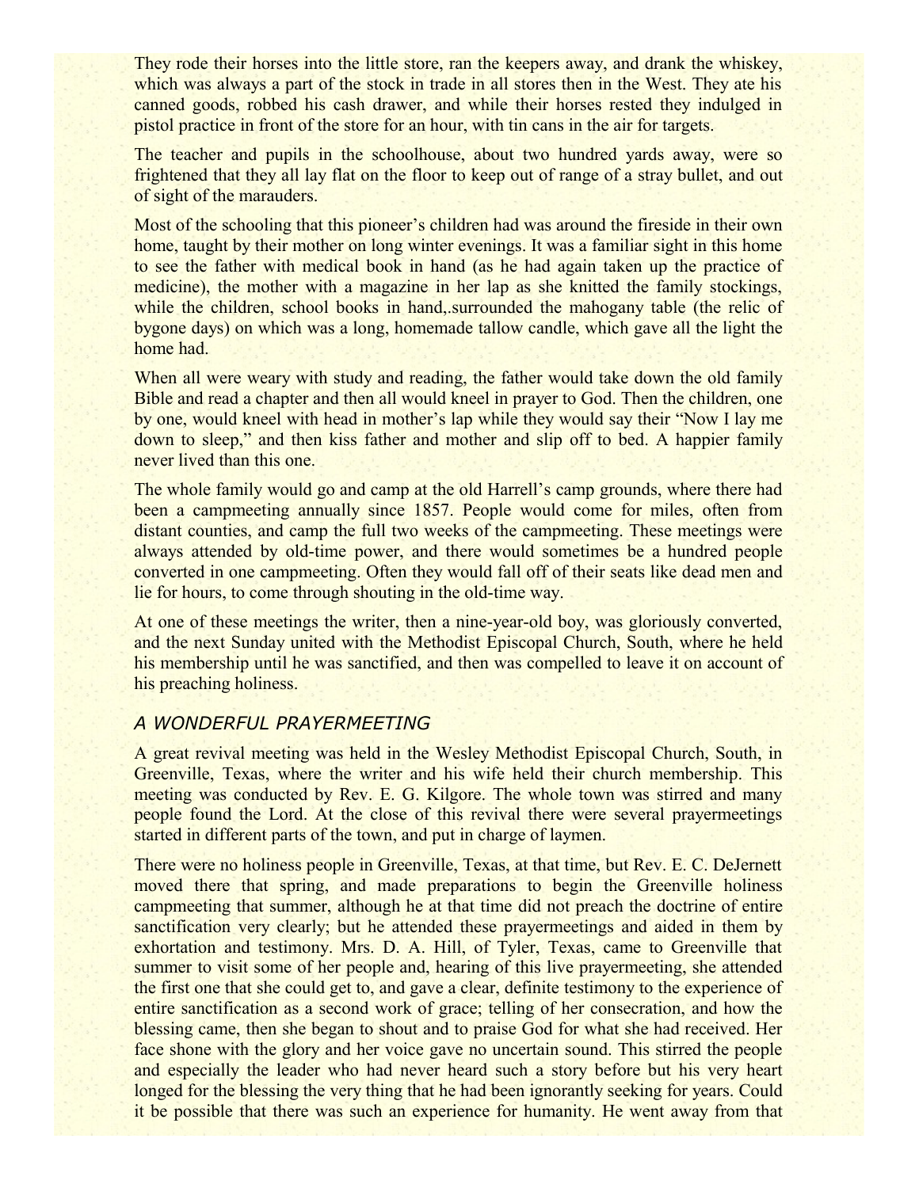They rode their horses into the little store, ran the keepers away, and drank the whiskey, which was always a part of the stock in trade in all stores then in the West. They ate his canned goods, robbed his cash drawer, and while their horses rested they indulged in pistol practice in front of the store for an hour, with tin cans in the air for targets.

The teacher and pupils in the schoolhouse, about two hundred yards away, were so frightened that they all lay flat on the floor to keep out of range of a stray bullet, and out of sight of the marauders.

Most of the schooling that this pioneer's children had was around the fireside in their own home, taught by their mother on long winter evenings. It was a familiar sight in this home to see the father with medical book in hand (as he had again taken up the practice of medicine), the mother with a magazine in her lap as she knitted the family stockings, while the children, school books in hand,.surrounded the mahogany table (the relic of bygone days) on which was a long, homemade tallow candle, which gave all the light the home had.

When all were weary with study and reading, the father would take down the old family Bible and read a chapter and then all would kneel in prayer to God. Then the children, one by one, would kneel with head in mother's lap while they would say their "Now I lay me down to sleep," and then kiss father and mother and slip off to bed. A happier family never lived than this one.

The whole family would go and camp at the old Harrell's camp grounds, where there had been a campmeeting annually since 1857. People would come for miles, often from distant counties, and camp the full two weeks of the campmeeting. These meetings were always attended by old-time power, and there would sometimes be a hundred people converted in one campmeeting. Often they would fall off of their seats like dead men and lie for hours, to come through shouting in the old-time way.

At one of these meetings the writer, then a nine-year-old boy, was gloriously converted, and the next Sunday united with the Methodist Episcopal Church, South, where he held his membership until he was sanctified, and then was compelled to leave it on account of his preaching holiness.

### *A WONDERFUL PRAYERMEETING*

A great revival meeting was held in the Wesley Methodist Episcopal Church, South, in Greenville, Texas, where the writer and his wife held their church membership. This meeting was conducted by Rev. E. G. Kilgore. The whole town was stirred and many people found the Lord. At the close of this revival there were several prayermeetings started in different parts of the town, and put in charge of laymen.

There were no holiness people in Greenville, Texas, at that time, but Rev. E. C. DeJernett moved there that spring, and made preparations to begin the Greenville holiness campmeeting that summer, although he at that time did not preach the doctrine of entire sanctification very clearly; but he attended these prayermeetings and aided in them by exhortation and testimony. Mrs. D. A. Hill, of Tyler, Texas, came to Greenville that summer to visit some of her people and, hearing of this live prayermeeting, she attended the first one that she could get to, and gave a clear, definite testimony to the experience of entire sanctification as a second work of grace; telling of her consecration, and how the blessing came, then she began to shout and to praise God for what she had received. Her face shone with the glory and her voice gave no uncertain sound. This stirred the people and especially the leader who had never heard such a story before but his very heart longed for the blessing the very thing that he had been ignorantly seeking for years. Could it be possible that there was such an experience for humanity. He went away from that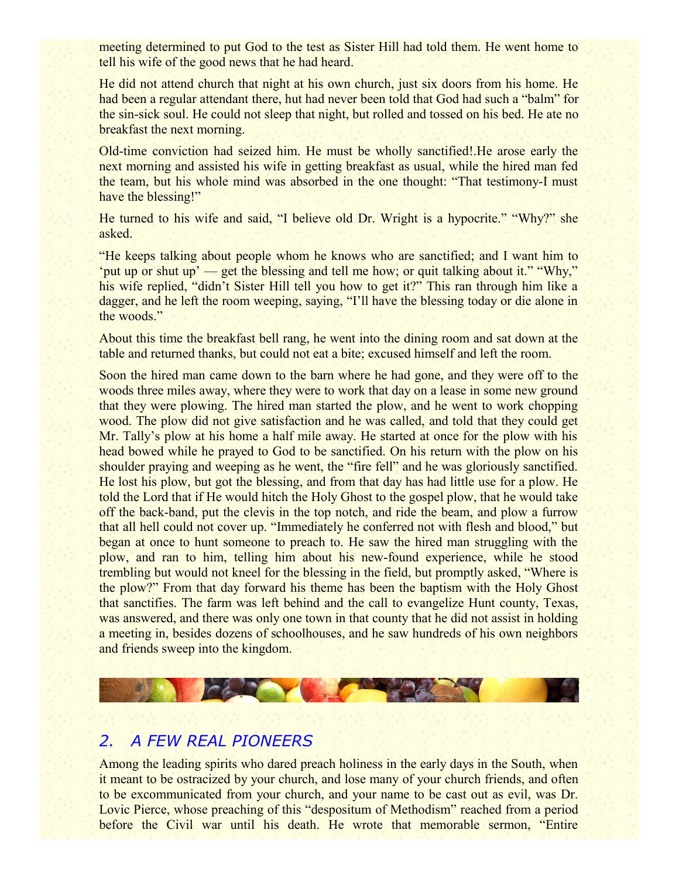meeting determined to put God to the test as Sister Hill had told them. He went home to tell his wife of the good news that he had heard.

He did not attend church that night at his own church, just six doors from his home. He had been a regular attendant there, hut had never been told that God had such a "balm" for the sin-sick soul. He could not sleep that night, but rolled and tossed on his bed. He ate no breakfast the next morning.

Old-time conviction had seized him. He must be wholly sanctified!.He arose early the next morning and assisted his wife in getting breakfast as usual, while the hired man fed the team, but his whole mind was absorbed in the one thought: "That testimony-I must have the blessing!"

He turned to his wife and said, "I believe old Dr. Wright is a hypocrite." "Why?" she asked.

"He keeps talking about people whom he knows who are sanctified; and I want him to 'put up or shut up' — get the blessing and tell me how; or quit talking about it." "Why," his wife replied, "didn't Sister Hill tell you how to get it?" This ran through him like a dagger, and he left the room weeping, saying, "I'll have the blessing today or die alone in the woods."

About this time the breakfast bell rang, he went into the dining room and sat down at the table and returned thanks, but could not eat a bite; excused himself and left the room.

Soon the hired man came down to the barn where he had gone, and they were off to the woods three miles away, where they were to work that day on a lease in some new ground that they were plowing. The hired man started the plow, and he went to work chopping wood. The plow did not give satisfaction and he was called, and told that they could get Mr. Tally's plow at his home a half mile away. He started at once for the plow with his head bowed while he prayed to God to be sanctified. On his return with the plow on his shoulder praying and weeping as he went, the "fire fell" and he was gloriously sanctified. He lost his plow, but got the blessing, and from that day has had little use for a plow. He told the Lord that if He would hitch the Holy Ghost to the gospel plow, that he would take off the back-band, put the clevis in the top notch, and ride the beam, and plow a furrow that all hell could not cover up. "Immediately he conferred not with flesh and blood," but began at once to hunt someone to preach to. He saw the hired man struggling with the plow, and ran to him, telling him about his new-found experience, while he stood trembling but would not kneel for the blessing in the field, but promptly asked, "Where is the plow?" From that day forward his theme has been the baptism with the Holy Ghost that sanctifies. The farm was left behind and the call to evangelize Hunt county, Texas, was answered, and there was only one town in that county that he did not assist in holding a meeting in, besides dozens of schoolhouses, and he saw hundreds of his own neighbors and friends sweep into the kingdom.

## 2. A FEW REAL PIONEERS

Among the leading spirits who dared preach holiness in the early days in the South, when it meant to be ostracized by your church, and lose many of your church friends, and often to be excommunicated from your church, and your name to be cast out as evil, was Dr. Lovic Pierce, whose preaching of this "despositum of Methodism" reached from a period before the Civil war until his death. He wrote that memorable sermon, "Entire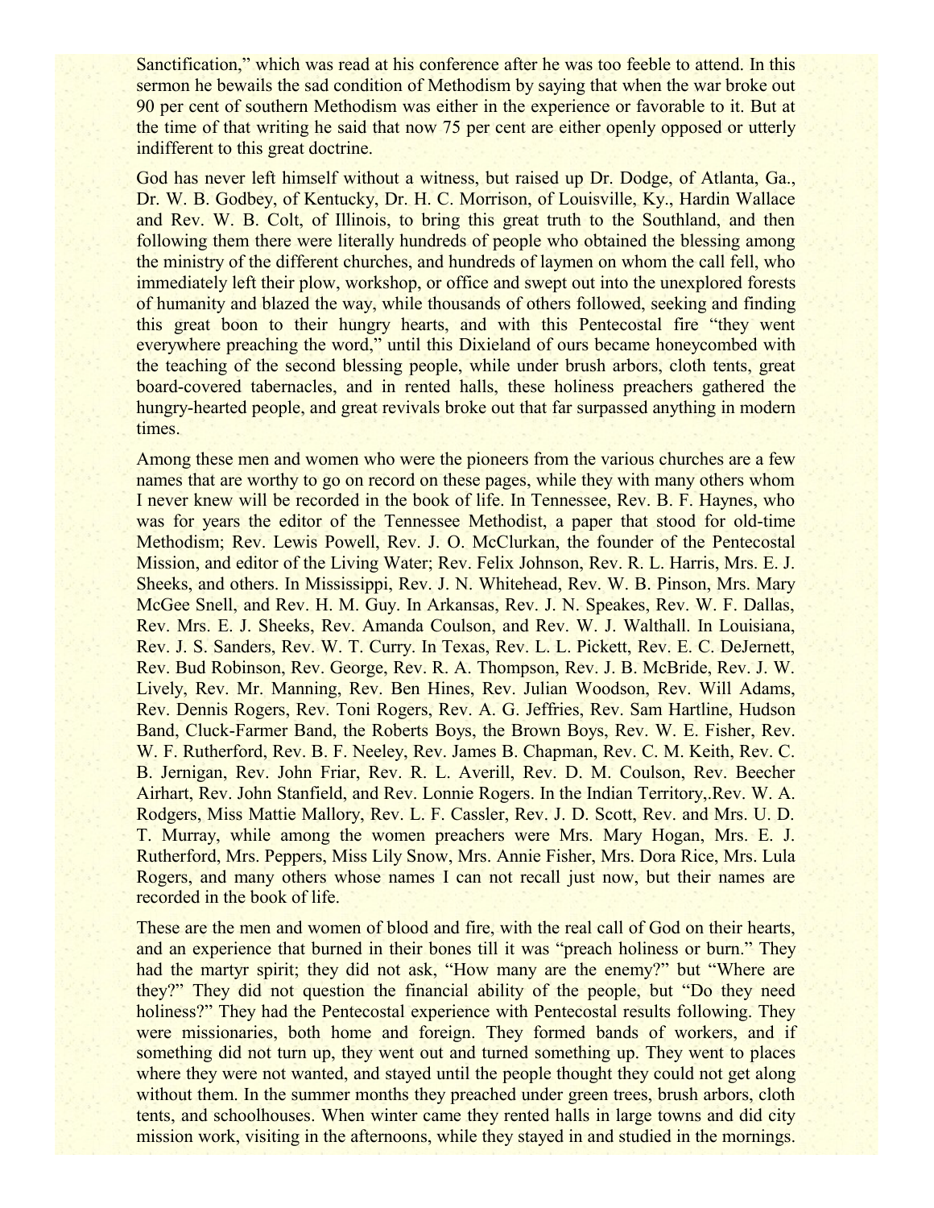Sanctification," which was read at his conference after he was too feeble to attend. In this sermon he bewails the sad condition of Methodism by saying that when the war broke out 90 per cent of southern Methodism was either in the experience or favorable to it. But at the time of that writing he said that now 75 per cent are either openly opposed or utterly indifferent to this great doctrine.

God has never left himself without a witness, but raised up Dr. Dodge, of Atlanta, Ga., Dr. W. B. Godbey, of Kentucky, Dr. H. C. Morrison, of Louisville, Ky., Hardin Wallace and Rev. W. B. Colt, of Illinois, to bring this great truth to the Southland, and then following them there were literally hundreds of people who obtained the blessing among the ministry of the different churches, and hundreds of laymen on whom the call fell, who immediately left their plow, workshop, or office and swept out into the unexplored forests of humanity and blazed the way, while thousands of others followed, seeking and finding this great boon to their hungry hearts, and with this Pentecostal fire "they went everywhere preaching the word," until this Dixieland of ours became honeycombed with the teaching of the second blessing people, while under brush arbors, cloth tents, great board-covered tabernacles, and in rented halls, these holiness preachers gathered the hungry-hearted people, and great revivals broke out that far surpassed anything in modern times.

Among these men and women who were the pioneers from the various churches are a few names that are worthy to go on record on these pages, while they with many others whom I never knew will be recorded in the book of life. In Tennessee, Rev. B. F. Haynes, who was for years the editor of the Tennessee Methodist, a paper that stood for old-time Methodism; Rev. Lewis Powell, Rev. J. O. McClurkan, the founder of the Pentecostal Mission, and editor of the Living Water; Rev. Felix Johnson, Rev. R. L. Harris, Mrs. E. J. Sheeks, and others. In Mississippi, Rev. J. N. Whitehead, Rev. W. B. Pinson, Mrs. Mary McGee Snell, and Rev. H. M. Guy. In Arkansas, Rev. J. N. Speakes, Rev. W. F. Dallas, Rev. Mrs. E. J. Sheeks, Rev. Amanda Coulson, and Rev. W. J. Walthall. In Louisiana, Rev. J. S. Sanders, Rev. W. T. Curry. In Texas, Rev. L. L. Pickett, Rev. E. C. DeJernett, Rev. Bud Robinson, Rev. George, Rev. R. A. Thompson, Rev. J. B. McBride, Rev. J. W. Lively, Rev. Mr. Manning, Rev. Ben Hines, Rev. Julian Woodson, Rev. Will Adams, Rev. Dennis Rogers, Rev. Toni Rogers, Rev. A. G. Jeffries, Rev. Sam Hartline, Hudson Band, Cluck-Farmer Band, the Roberts Boys, the Brown Boys, Rev. W. E. Fisher, Rev. W. F. Rutherford, Rev. B. F. Neeley, Rev. James B. Chapman, Rev. C. M. Keith, Rev. C. B. Jernigan, Rev. John Friar, Rev. R. L. Averill, Rev. D. M. Coulson, Rev. Beecher Airhart, Rev. John Stanfield, and Rev. Lonnie Rogers. In the Indian Territory,.Rev. W. A. Rodgers, Miss Mattie Mallory, Rev. L. F. Cassler, Rev. J. D. Scott, Rev. and Mrs. U. D. T. Murray, while among the women preachers were Mrs. Mary Hogan, Mrs. E. J. Rutherford, Mrs. Peppers, Miss Lily Snow, Mrs. Annie Fisher, Mrs. Dora Rice, Mrs. Lula Rogers, and many others whose names I can not recall just now, but their names are recorded in the book of life.

These are the men and women of blood and fire, with the real call of God on their hearts, and an experience that burned in their bones till it was "preach holiness or burn." They had the martyr spirit; they did not ask, "How many are the enemy?" but "Where are they?" They did not question the financial ability of the people, but "Do they need holiness?" They had the Pentecostal experience with Pentecostal results following. They were missionaries, both home and foreign. They formed bands of workers, and if something did not turn up, they went out and turned something up. They went to places where they were not wanted, and stayed until the people thought they could not get along without them. In the summer months they preached under green trees, brush arbors, cloth tents, and schoolhouses. When winter came they rented halls in large towns and did city mission work, visiting in the afternoons, while they stayed in and studied in the mornings.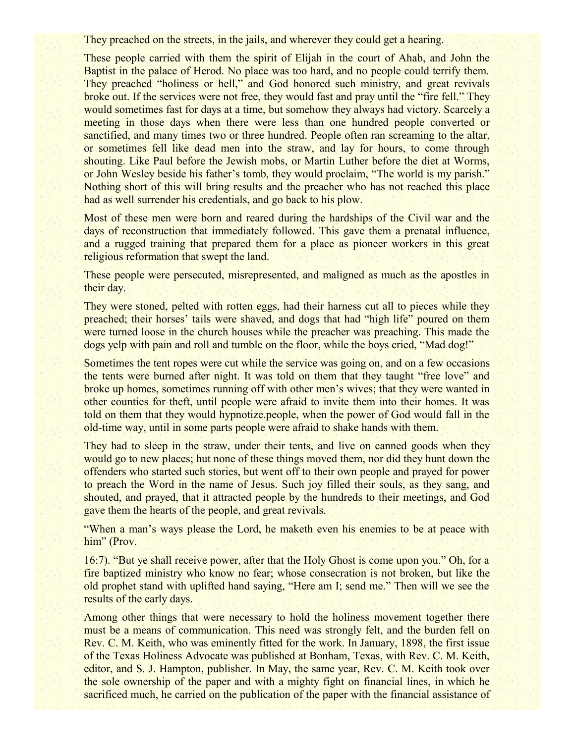They preached on the streets, in the jails, and wherever they could get a hearing.

These people carried with them the spirit of Elijah in the court of Ahab, and John the Baptist in the palace of Herod. No place was too hard, and no people could terrify them. They preached "holiness or hell," and God honored such ministry, and great revivals broke out. If the services were not free, they would fast and pray until the "fire fell." They would sometimes fast for days at a time, but somehow they always had victory. Scarcely a meeting in those days when there were less than one hundred people converted or sanctified, and many times two or three hundred. People often ran screaming to the altar, or sometimes fell like dead men into the straw, and lay for hours, to come through shouting. Like Paul before the Jewish mobs, or Martin Luther before the diet at Worms, or John Wesley beside his father's tomb, they would proclaim, "The world is my parish." Nothing short of this will bring results and the preacher who has not reached this place had as well surrender his credentials, and go back to his plow.

Most of these men were born and reared during the hardships of the Civil war and the days of reconstruction that immediately followed. This gave them a prenatal influence, and a rugged training that prepared them for a place as pioneer workers in this great religious reformation that swept the land.

These people were persecuted, misrepresented, and maligned as much as the apostles in their day.

They were stoned, pelted with rotten eggs, had their harness cut all to pieces while they preached; their horses' tails were shaved, and dogs that had "high life" poured on them were turned loose in the church houses while the preacher was preaching. This made the dogs yelp with pain and roll and tumble on the floor, while the boys cried, "Mad dog!"

Sometimes the tent ropes were cut while the service was going on, and on a few occasions the tents were burned after night. It was told on them that they taught "free love" and broke up homes, sometimes running off with other men's wives; that they were wanted in other counties for theft, until people were afraid to invite them into their homes. It was told on them that they would hypnotize.people, when the power of God would fall in the old-time way, until in some parts people were afraid to shake hands with them.

They had to sleep in the straw, under their tents, and live on canned goods when they would go to new places; hut none of these things moved them, nor did they hunt down the offenders who started such stories, but went off to their own people and prayed for power to preach the Word in the name of Jesus. Such joy filled their souls, as they sang, and shouted, and prayed, that it attracted people by the hundreds to their meetings, and God gave them the hearts of the people, and great revivals.

"When a man's ways please the Lord, he maketh even his enemies to be at peace with him" (Prov.

16:7). "But ye shall receive power, after that the Holy Ghost is come upon you." Oh, for a fire baptized ministry who know no fear; whose consecration is not broken, but like the old prophet stand with uplifted hand saying, "Here am I; send me." Then will we see the results of the early days.

Among other things that were necessary to hold the holiness movement together there must be a means of communication. This need was strongly felt, and the burden fell on Rev. C. M. Keith, who was eminently fitted for the work. In January, 1898, the first issue of the Texas Holiness Advocate was published at Bonham, Texas, with Rev. C. M. Keith, editor, and S. J. Hampton, publisher. In May, the same year, Rev. C. M. Keith took over the sole ownership of the paper and with a mighty fight on financial lines, in which he sacrificed much, he carried on the publication of the paper with the financial assistance of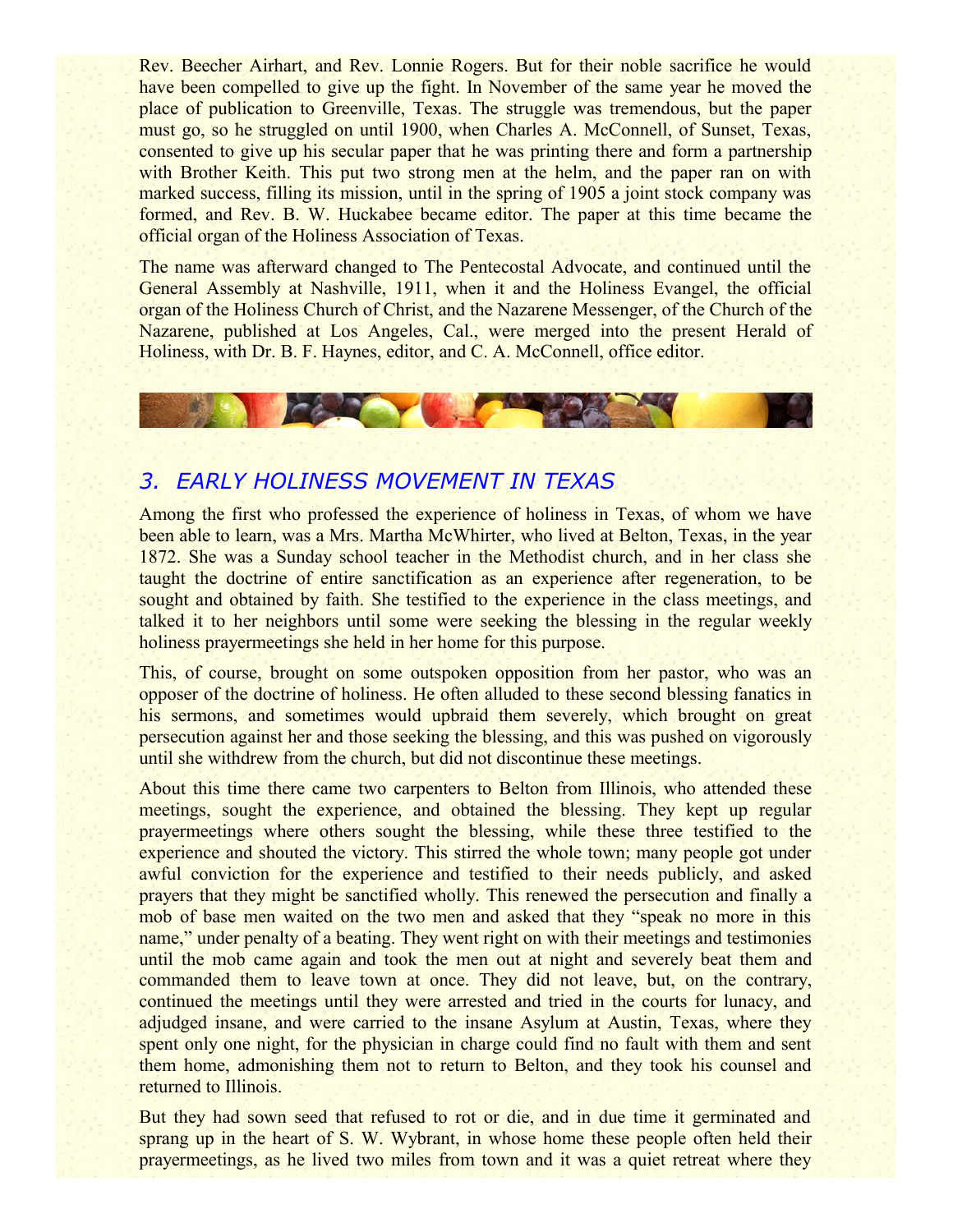Rev. Beecher Airhart, and Rev. Lonnie Rogers. But for their noble sacrifice he would have been compelled to give up the fight. In November of the same year he moved the place of publication to Greenville, Texas. The struggle was tremendous, but the paper must go, so he struggled on until 1900, when Charles A. McConnell, of Sunset, Texas, consented to give up his secular paper that he was printing there and form a partnership with Brother Keith. This put two strong men at the helm, and the paper ran on with marked success, filling its mission, until in the spring of 1905 a joint stock company was formed, and Rev. B. W. Huckabee became editor. The paper at this time became the official organ of the Holiness Association of Texas.

The name was afterward changed to The Pentecostal Advocate, and continued until the General Assembly at Nashville, 1911, when it and the Holiness Evangel, the official organ of the Holiness Church of Christ, and the Nazarene Messenger, of the Church of the Nazarene, published at Los Angeles, Cal., were merged into the present Herald of Holiness, with Dr. B. F. Haynes, editor, and C. A. McConnell, office editor.

## *3. EARLY HOLINESS MOVEMENT IN TEXAS*

Among the first who professed the experience of holiness in Texas, of whom we have been able to learn, was a Mrs. Martha McWhirter, who lived at Belton, Texas, in the year 1872. She was a Sunday school teacher in the Methodist church, and in her class she taught the doctrine of entire sanctification as an experience after regeneration, to be sought and obtained by faith. She testified to the experience in the class meetings, and talked it to her neighbors until some were seeking the blessing in the regular weekly holiness prayermeetings she held in her home for this purpose.

This, of course, brought on some outspoken opposition from her pastor, who was an opposer of the doctrine of holiness. He often alluded to these second blessing fanatics in his sermons, and sometimes would upbraid them severely, which brought on great persecution against her and those seeking the blessing, and this was pushed on vigorously until she withdrew from the church, but did not discontinue these meetings.

About this time there came two carpenters to Belton from Illinois, who attended these meetings, sought the experience, and obtained the blessing. They kept up regular prayermeetings where others sought the blessing, while these three testified to the experience and shouted the victory. This stirred the whole town; many people got under awful conviction for the experience and testified to their needs publicly, and asked prayers that they might be sanctified wholly. This renewed the persecution and finally a mob of base men waited on the two men and asked that they "speak no more in this name," under penalty of a beating. They went right on with their meetings and testimonies until the mob came again and took the men out at night and severely beat them and commanded them to leave town at once. They did not leave, but, on the contrary, continued the meetings until they were arrested and tried in the courts for lunacy, and adjudged insane, and were carried to the insane Asylum at Austin, Texas, where they spent only one night, for the physician in charge could find no fault with them and sent them home, admonishing them not to return to Belton, and they took his counsel and returned to Illinois.

But they had sown seed that refused to rot or die, and in due time it germinated and sprang up in the heart of S. W. Wybrant, in whose home these people often held their prayermeetings, as he lived two miles from town and it was a quiet retreat where they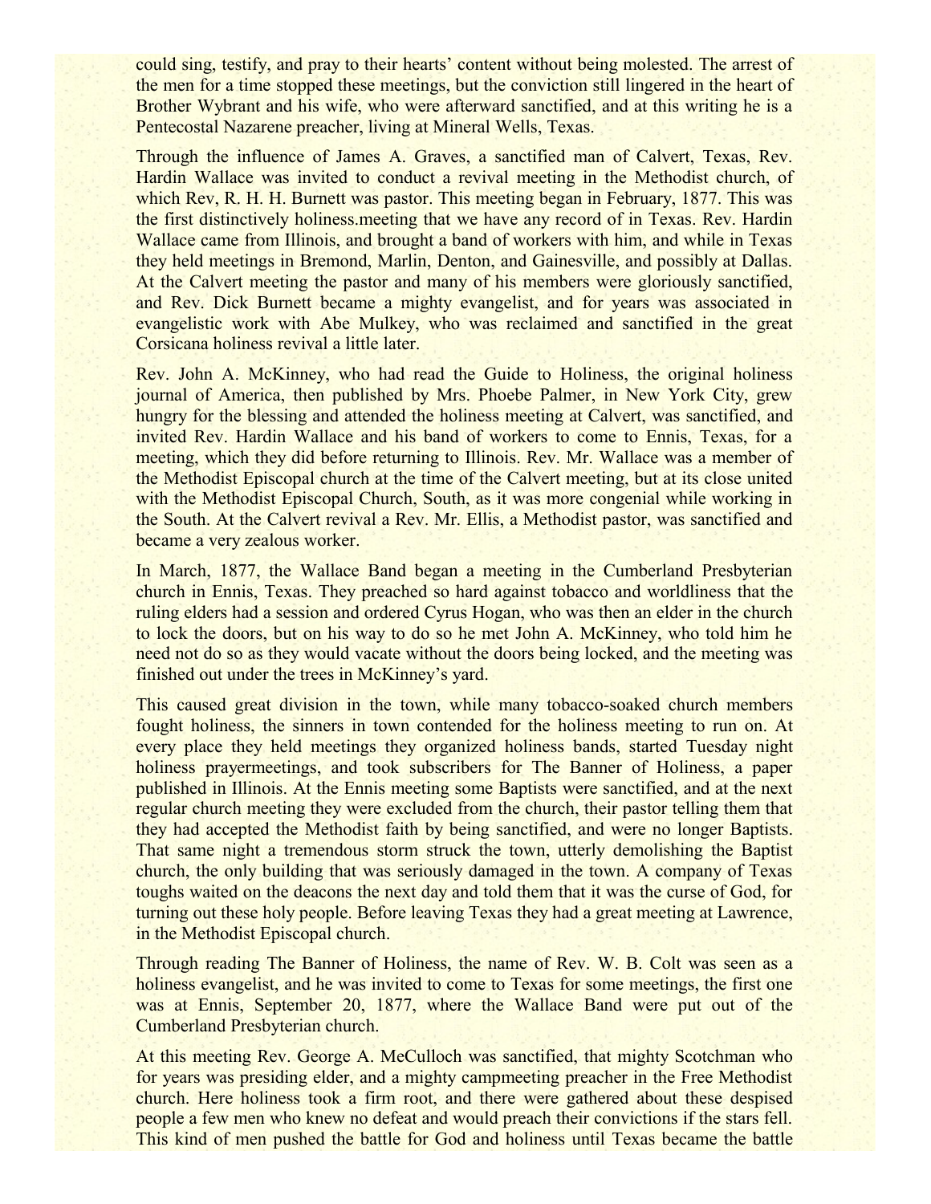could sing, testify, and pray to their hearts' content without being molested. The arrest of the men for a time stopped these meetings, but the conviction still lingered in the heart of Brother Wybrant and his wife, who were afterward sanctified, and at this writing he is a Pentecostal Nazarene preacher, living at Mineral Wells, Texas.

Through the influence of James A. Graves, a sanctified man of Calvert, Texas, Rev. Hardin Wallace was invited to conduct a revival meeting in the Methodist church, of which Rev, R. H. H. Burnett was pastor. This meeting began in February, 1877. This was the first distinctively holiness.meeting that we have any record of in Texas. Rev. Hardin Wallace came from Illinois, and brought a band of workers with him, and while in Texas they held meetings in Bremond, Marlin, Denton, and Gainesville, and possibly at Dallas. At the Calvert meeting the pastor and many of his members were gloriously sanctified, and Rev. Dick Burnett became a mighty evangelist, and for years was associated in evangelistic work with Abe Mulkey, who was reclaimed and sanctified in the great Corsicana holiness revival a little later.

Rev. John A. McKinney, who had read the Guide to Holiness, the original holiness journal of America, then published by Mrs. Phoebe Palmer, in New York City, grew hungry for the blessing and attended the holiness meeting at Calvert, was sanctified, and invited Rev. Hardin Wallace and his band of workers to come to Ennis, Texas, for a meeting, which they did before returning to Illinois. Rev. Mr. Wallace was a member of the Methodist Episcopal church at the time of the Calvert meeting, but at its close united with the Methodist Episcopal Church, South, as it was more congenial while working in the South. At the Calvert revival a Rev. Mr. Ellis, a Methodist pastor, was sanctified and became a very zealous worker.

In March, 1877, the Wallace Band began a meeting in the Cumberland Presbyterian church in Ennis, Texas. They preached so hard against tobacco and worldliness that the ruling elders had a session and ordered Cyrus Hogan, who was then an elder in the church to lock the doors, but on his way to do so he met John A. McKinney, who told him he need not do so as they would vacate without the doors being locked, and the meeting was finished out under the trees in McKinney's yard.

This caused great division in the town, while many tobacco-soaked church members fought holiness, the sinners in town contended for the holiness meeting to run on. At every place they held meetings they organized holiness bands, started Tuesday night holiness prayermeetings, and took subscribers for The Banner of Holiness, a paper published in Illinois. At the Ennis meeting some Baptists were sanctified, and at the next regular church meeting they were excluded from the church, their pastor telling them that they had accepted the Methodist faith by being sanctified, and were no longer Baptists. That same night a tremendous storm struck the town, utterly demolishing the Baptist church, the only building that was seriously damaged in the town. A company of Texas toughs waited on the deacons the next day and told them that it was the curse of God, for turning out these holy people. Before leaving Texas they had a great meeting at Lawrence, in the Methodist Episcopal church.

Through reading The Banner of Holiness, the name of Rev. W. B. Colt was seen as a holiness evangelist, and he was invited to come to Texas for some meetings, the first one was at Ennis, September 20, 1877, where the Wallace Band were put out of the Cumberland Presbyterian church.

At this meeting Rev. George A. MeCulloch was sanctified, that mighty Scotchman who for years was presiding elder, and a mighty campmeeting preacher in the Free Methodist church. Here holiness took a firm root, and there were gathered about these despised people a few men who knew no defeat and would preach their convictions if the stars fell. This kind of men pushed the battle for God and holiness until Texas became the battle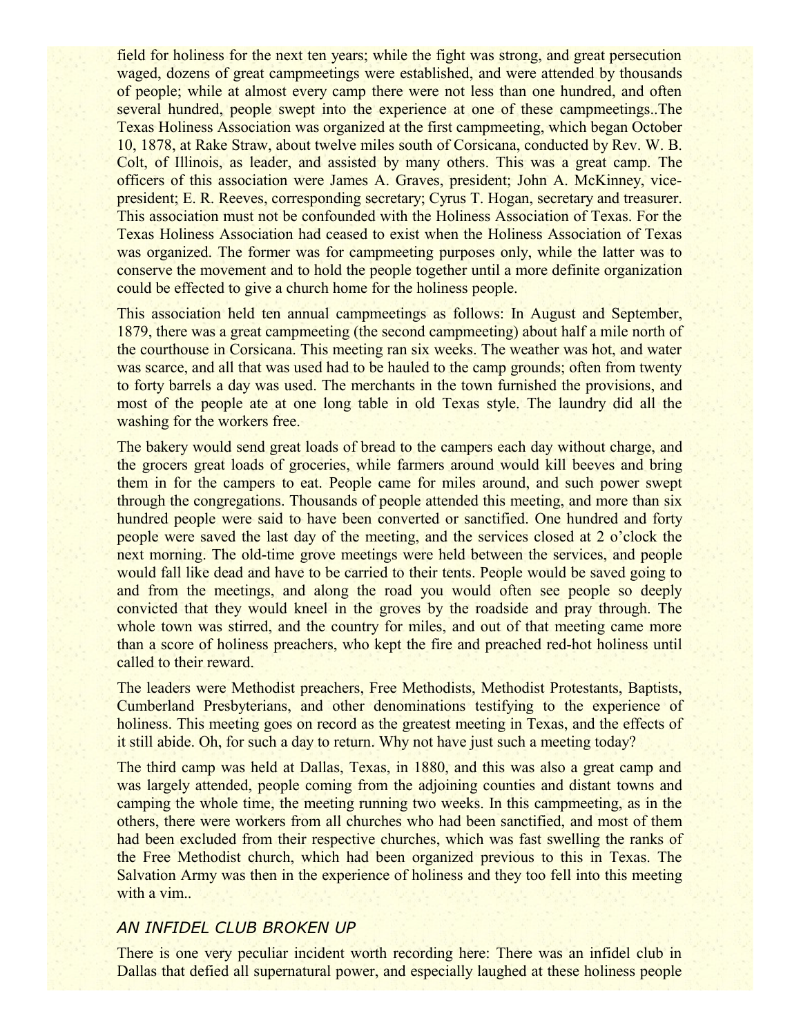field for holiness for the next ten years; while the fight was strong, and great persecution waged, dozens of great campmeetings were established, and were attended by thousands of people; while at almost every camp there were not less than one hundred, and often several hundred, people swept into the experience at one of these campmeetings..The Texas Holiness Association was organized at the first campmeeting, which began October 10, 1878, at Rake Straw, about twelve miles south of Corsicana, conducted by Rev. W. B. Colt, of Illinois, as leader, and assisted by many others. This was a great camp. The officers of this association were James A. Graves, president; John A. McKinney, vice-president; E. R. Reeves, corresponding secretary; Cyrus T. Hogan, secretary and treasurer. This association must not be confounded with the Holiness Association of Texas. For the Texas Holiness Association had ceased to exist when the Holiness Association of Texas was organized. The former was for campmeeting purposes only, while the latter was to conserve the movement and to hold the people together until a more definite organization could be effected to give a church home for the holiness people.

This association held ten annual campmeetings as follows: In August and September, 1879, there was a great campmeeting (the second campmeeting) about half a mile north of the courthouse in Corsicana. This meeting ran six weeks. The weather was hot, and water was scarce, and all that was used had to be hauled to the camp grounds; often from twenty to forty barrels a day was used. The merchants in the town furnished the provisions, and most of the people ate at one long table in old Texas style. The laundry did all the washing for the workers free.

The bakery would send great loads of bread to the campers each day without charge, and the grocers great loads of groceries, while farmers around would kill beeves and bring them in for the campers to eat. People came for miles around, and such power swept through the congregations. Thousands of people attended this meeting, and more than six hundred people were said to have been converted or sanctified. One hundred and forty people were saved the last day of the meeting, and the services closed at 2 o'clock the next morning. The old-time grove meetings were held between the services, and people would fall like dead and have to be carried to their tents. People would be saved going to and from the meetings, and along the road you would often see people so deeply convicted that they would kneel in the groves by the roadside and pray through. The whole town was stirred, and the country for miles, and out of that meeting came more than a score of holiness preachers, who kept the fire and preached red-hot holiness until called to their reward.

The leaders were Methodist preachers, Free Methodists, Methodist Protestants, Baptists, Cumberland Presbyterians, and other denominations testifying to the experience of holiness. This meeting goes on record as the greatest meeting in Texas, and the effects of it still abide. Oh, for such a day to return. Why not have just such a meeting today?

The third camp was held at Dallas, Texas, in 1880, and this was also a great camp and was largely attended, people coming from the adjoining counties and distant towns and camping the whole time, the meeting running two weeks. In this campmeeting, as in the others, there were workers from all churches who had been sanctified, and most of them had been excluded from their respective churches, which was fast swelling the ranks of the Free Methodist church, which had been organized previous to this in Texas. The Salvation Army was then in the experience of holiness and they too fell into this meeting with a vim..

### *AN INFIDEL CLUB BROKEN UP*

There is one very peculiar incident worth recording here: There was an infidel club in Dallas that defied all supernatural power, and especially laughed at these holiness people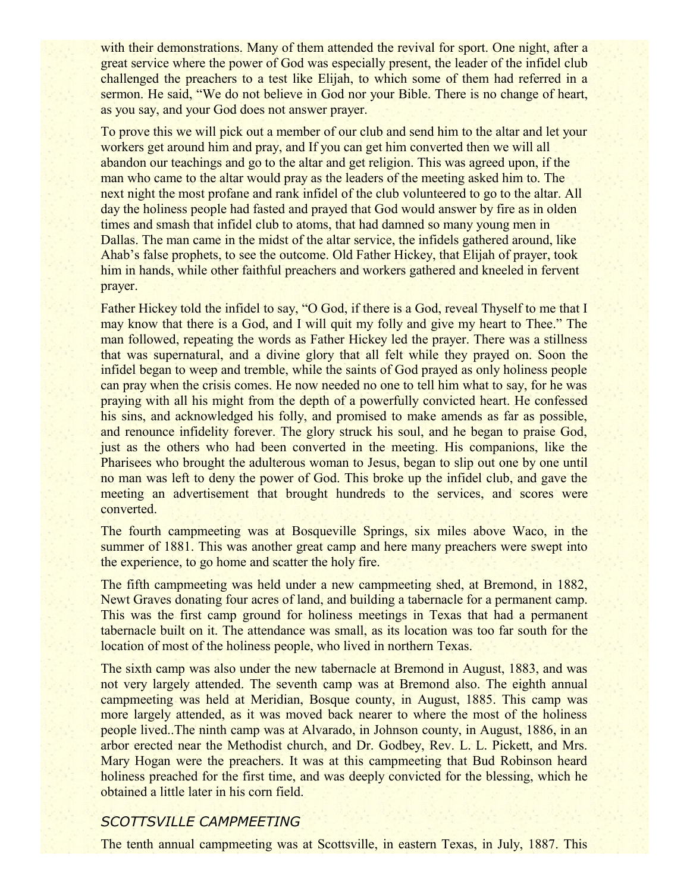with their demonstrations. Many of them attended the revival for sport. One night, after a great service where the power of God was especially present, the leader of the infidel club challenged the preachers to a test like Elijah, to which some of them had referred in a sermon. He said, "We do not believe in God nor your Bible. There is no change of heart, as you say, and your God does not answer prayer.

To prove this we will pick out a member of our club and send him to the altar and let your workers get around him and pray, and If you can get him converted then we will all abandon our teachings and go to the altar and get religion. This was agreed upon, if the man who came to the altar would pray as the leaders of the meeting asked him to. The next night the most profane and rank infidel of the club volunteered to go to the altar. All day the holiness people had fasted and prayed that God would answer by fire as in olden times and smash that infidel club to atoms, that had damned so many young men in Dallas. The man came in the midst of the altar service, the infidels gathered around, like Ahab's false prophets, to see the outcome. Old Father Hickey, that Elijah of prayer, took him in hands, while other faithful preachers and workers gathered and kneeled in fervent prayer.

Father Hickey told the infidel to say, "O God, if there is a God, reveal Thyself to me that I may know that there is a God, and I will quit my folly and give my heart to Thee." The man followed, repeating the words as Father Hickey led the prayer. There was a stillness that was supernatural, and a divine glory that all felt while they prayed on. Soon the infidel began to weep and tremble, while the saints of God prayed as only holiness people can pray when the crisis comes. He now needed no one to tell him what to say, for he was praying with all his might from the depth of a powerfully convicted heart. He confessed his sins, and acknowledged his folly, and promised to make amends as far as possible, and renounce infidelity forever. The glory struck his soul, and he began to praise God, just as the others who had been converted in the meeting. His companions, like the Pharisees who brought the adulterous woman to Jesus, began to slip out one by one until no man was left to deny the power of God. This broke up the infidel club, and gave the meeting an advertisement that brought hundreds to the services, and scores were converted.

The fourth campmeeting was at Bosqueville Springs, six miles above Waco, in the summer of 1881. This was another great camp and here many preachers were swept into the experience, to go home and scatter the holy fire.

The fifth campmeeting was held under a new campmeeting shed, at Bremond, in 1882, Newt Graves donating four acres of land, and building a tabernacle for a permanent camp. This was the first camp ground for holiness meetings in Texas that had a permanent tabernacle built on it. The attendance was small, as its location was too far south for the location of most of the holiness people, who lived in northern Texas.

The sixth camp was also under the new tabernacle at Bremond in August, 1883, and was not very largely attended. The seventh camp was at Bremond also. The eighth annual campmeeting was held at Meridian, Bosque county, in August, 1885. This camp was more largely attended, as it was moved back nearer to where the most of the holiness people lived..The ninth camp was at Alvarado, in Johnson county, in August, 1886, in an arbor erected near the Methodist church, and Dr. Godbey, Rev. L. L. Pickett, and Mrs. Mary Hogan were the preachers. It was at this campmeeting that Bud Robinson heard holiness preached for the first time, and was deeply convicted for the blessing, which he obtained a little later in his corn field.

## *SCOTTSVILLE CAMPMEETING*

The tenth annual campmeeting was at Scottsville, in eastern Texas, in July, 1887. This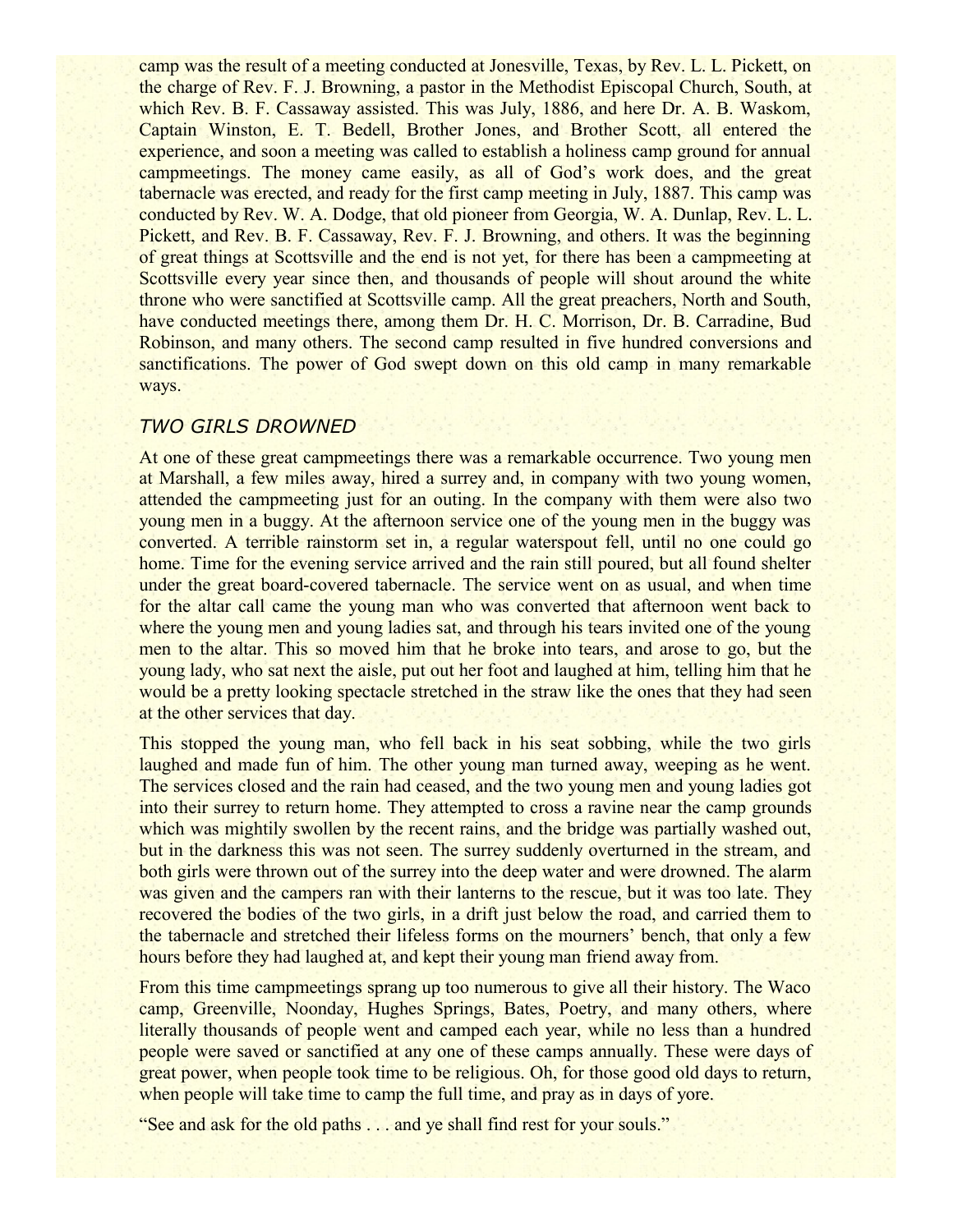camp was the result of a meeting conducted at Jonesville, Texas, by Rev. L. L. Pickett, on the charge of Rev. F. J. Browning, a pastor in the Methodist Episcopal Church, South, at which Rev. B. F. Cassaway assisted. This was July, 1886, and here Dr. A. B. Waskom, Captain Winston, E. T. Bedell, Brother Jones, and Brother Scott, all entered the experience, and soon a meeting was called to establish a holiness camp ground for annual campmeetings. The money came easily, as all of God's work does, and the great tabernacle was erected, and ready for the first camp meeting in July, 1887. This camp was conducted by Rev. W. A. Dodge, that old pioneer from Georgia, W. A. Dunlap, Rev. L. L. Pickett, and Rev. B. F. Cassaway, Rev. F. J. Browning, and others. It was the beginning of great things at Scottsville and the end is not yet, for there has been a campmeeting at Scottsville every year since then, and thousands of people will shout around the white throne who were sanctified at Scottsville camp. All the great preachers, North and South, have conducted meetings there, among them Dr. H. C. Morrison, Dr. B. Carradine, Bud Robinson, and many others. The second camp resulted in five hundred conversions and sanctifications. The power of God swept down on this old camp in many remarkable ways.

### *TWO GIRLS DROWNED*

At one of these great campmeetings there was a remarkable occurrence. Two young men at Marshall, a few miles away, hired a surrey and, in company with two young women, attended the campmeeting just for an outing. In the company with them were also two young men in a buggy. At the afternoon service one of the young men in the buggy was converted. A terrible rainstorm set in, a regular waterspout fell, until no one could go home. Time for the evening service arrived and the rain still poured, but all found shelter under the great board-covered tabernacle. The service went on as usual, and when time for the altar call came the young man who was converted that afternoon went back to where the young men and young ladies sat, and through his tears invited one of the young men to the altar. This so moved him that he broke into tears, and arose to go, but the young lady, who sat next the aisle, put out her foot and laughed at him, telling him that he would be a pretty looking spectacle stretched in the straw like the ones that they had seen at the other services that day.

This stopped the young man, who fell back in his seat sobbing, while the two girls laughed and made fun of him. The other young man turned away, weeping as he went. The services closed and the rain had ceased, and the two young men and young ladies got into their surrey to return home. They attempted to cross a ravine near the camp grounds which was mightily swollen by the recent rains, and the bridge was partially washed out, but in the darkness this was not seen. The surrey suddenly overturned in the stream, and both girls were thrown out of the surrey into the deep water and were drowned. The alarm was given and the campers ran with their lanterns to the rescue, but it was too late. They recovered the bodies of the two girls, in a drift just below the road, and carried them to the tabernacle and stretched their lifeless forms on the mourners' bench, that only a few hours before they had laughed at, and kept their young man friend away from.

From this time campmeetings sprang up too numerous to give all their history. The Waco camp, Greenville, Noonday, Hughes Springs, Bates, Poetry, and many others, where literally thousands of people went and camped each year, while no less than a hundred people were saved or sanctified at any one of these camps annually. These were days of great power, when people took time to be religious. Oh, for those good old days to return, when people will take time to camp the full time, and pray as in days of yore.

"See and ask for the old paths . . . and ye shall find rest for your souls."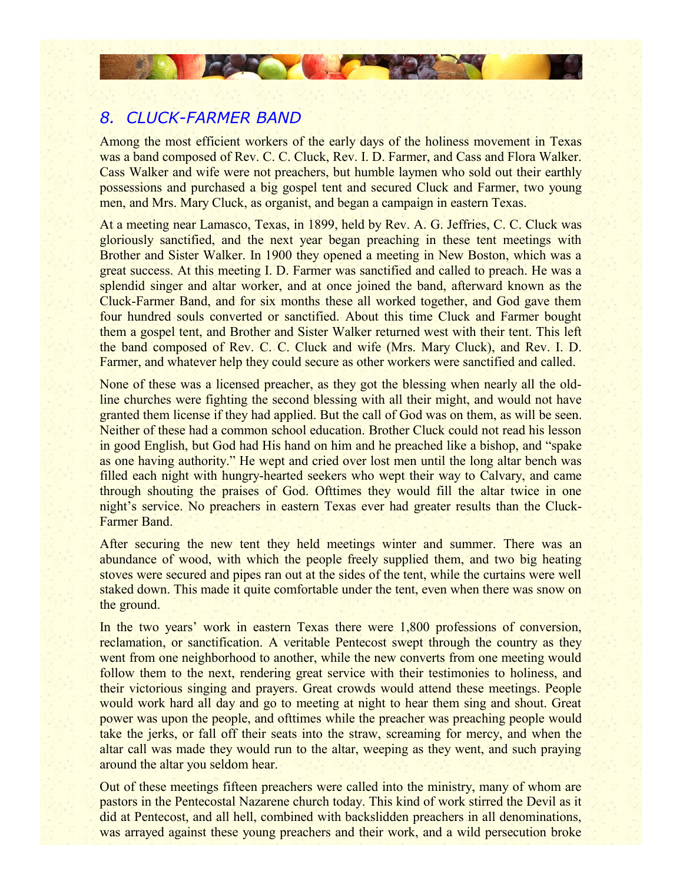## 8. CLUCK-FARMER BAND

Among the most efficient workers of the early days of the holiness movement in Texas was a band composed of Rev. C. C. Cluck, Rev. I. D. Farmer, and Cass and Flora Walker. Cass Walker and wife were not preachers, but humble laymen who sold out their earthly possessions and purchased a big gospel tent and secured Cluck and Farmer, two young men, and Mrs. Mary Cluck, as organist, and began a campaign in eastern Texas.

At a meeting near Lamasco, Texas, in 1899, held by Rev. A. G. Jeffries, C. C. Cluck was gloriously sanctified, and the next year began preaching in these tent meetings with Brother and Sister Walker. In 1900 they opened a meeting in New Boston, which was a great success. At this meeting I. D. Farmer was sanctified and called to preach. He was a splendid singer and altar worker, and at once joined the band, afterward known as the Cluck-Farmer Band, and for six months these all worked together, and God gave them four hundred souls converted or sanctified. About this time Cluck and Farmer bought them a gospel tent, and Brother and Sister Walker returned west with their tent. This left the band composed of Rev. C. C. Cluck and wife (Mrs. Mary Cluck), and Rev. I. D. Farmer, and whatever help they could secure as other workers were sanctified and called.

None of these was a licensed preacher, as they got the blessing when nearly all the old-line churches were fighting the second blessing with all their might, and would not have granted them license if they had applied. But the call of God was on them, as will be seen. Neither of these had a common school education. Brother Cluck could not read his lesson in good English, but God had His hand on him and he preached like a bishop, and "spake as one having authority." He wept and cried over lost men until the long altar bench was filled each night with hungry-hearted seekers who wept their way to Calvary, and came through shouting the praises of God. Ofttimes they would fill the altar twice in one night's service. No preachers in eastern Texas ever had greater results than the Cluck-Farmer Band.

After securing the new tent they held meetings winter and summer. There was an abundance of wood, with which the people freely supplied them, and two big heating stoves were secured and pipes ran out at the sides of the tent, while the curtains were well staked down. This made it quite comfortable under the tent, even when there was snow on the ground.

In the two years' work in eastern Texas there were 1,800 professions of conversion, reclamation, or sanctification. A veritable Pentecost swept through the country as they went from one neighborhood to another, while the new converts from one meeting would follow them to the next, rendering great service with their testimonies to holiness, and their victorious singing and prayers. Great crowds would attend these meetings. People would work hard all day and go to meeting at night to hear them sing and shout. Great power was upon the people, and ofttimes while the preacher was preaching people would take the jerks, or fall off their seats into the straw, screaming for mercy, and when the altar call was made they would run to the altar, weeping as they went, and such praying around the altar you seldom hear.

Out of these meetings fifteen preachers were called into the ministry, many of whom are pastors in the Pentecostal Nazarene church today. This kind of work stirred the Devil as it did at Pentecost, and all hell, combined with backslidden preachers in all denominations, was arrayed against these young preachers and their work, and a wild persecution broke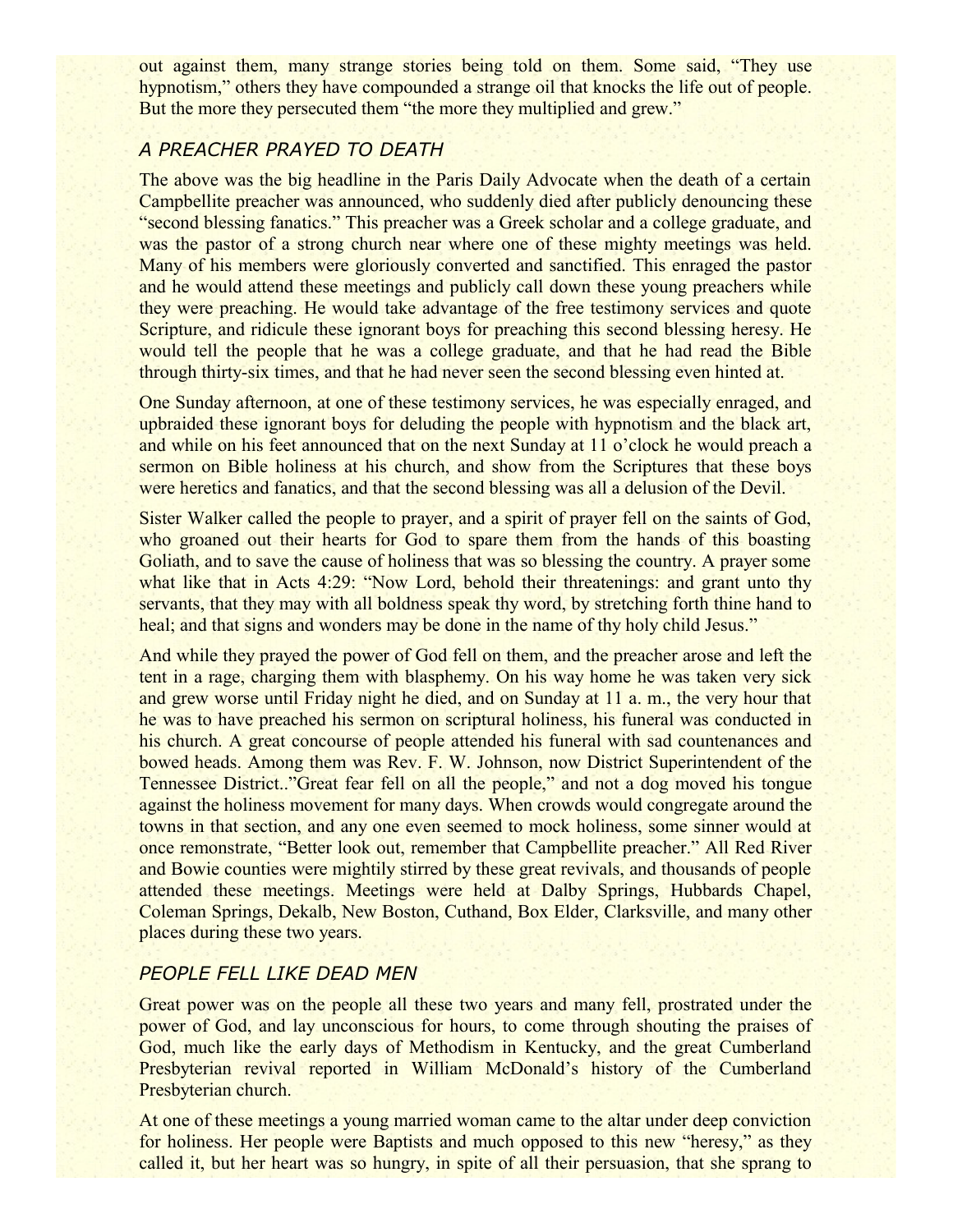out against them, many strange stories being told on them. Some said, "They use hypnotism," others they have compounded a strange oil that knocks the life out of people. But the more they persecuted them "the more they multiplied and grew."

### *A PREACHER PRAYED TO DEATH*

The above was the big headline in the Paris Daily Advocate when the death of a certain Campbellite preacher was announced, who suddenly died after publicly denouncing these "second blessing fanatics." This preacher was a Greek scholar and a college graduate, and was the pastor of a strong church near where one of these mighty meetings was held. Many of his members were gloriously converted and sanctified. This enraged the pastor and he would attend these meetings and publicly call down these young preachers while they were preaching. He would take advantage of the free testimony services and quote Scripture, and ridicule these ignorant boys for preaching this second blessing heresy. He would tell the people that he was a college graduate, and that he had read the Bible through thirty-six times, and that he had never seen the second blessing even hinted at.

One Sunday afternoon, at one of these testimony services, he was especially enraged, and upbraided these ignorant boys for deluding the people with hypnotism and the black art, and while on his feet announced that on the next Sunday at 11 o'clock he would preach a sermon on Bible holiness at his church, and show from the Scriptures that these boys were heretics and fanatics, and that the second blessing was all a delusion of the Devil.

Sister Walker called the people to prayer, and a spirit of prayer fell on the saints of God, who groaned out their hearts for God to spare them from the hands of this boasting Goliath, and to save the cause of holiness that was so blessing the country. A prayer some what like that in Acts 4:29: "Now Lord, behold their threatenings: and grant unto thy servants, that they may with all boldness speak thy word, by stretching forth thine hand to heal; and that signs and wonders may be done in the name of thy holy child Jesus."

And while they prayed the power of God fell on them, and the preacher arose and left the tent in a rage, charging them with blasphemy. On his way home he was taken very sick and grew worse until Friday night he died, and on Sunday at 11 a. m., the very hour that he was to have preached his sermon on scriptural holiness, his funeral was conducted in his church. A great concourse of people attended his funeral with sad countenances and bowed heads. Among them was Rev. F. W. Johnson, now District Superintendent of the Tennessee District.."Great fear fell on all the people," and not a dog moved his tongue against the holiness movement for many days. When crowds would congregate around the towns in that section, and any one even seemed to mock holiness, some sinner would at once remonstrate, "Better look out, remember that Campbellite preacher." All Red River and Bowie counties were mightily stirred by these great revivals, and thousands of people attended these meetings. Meetings were held at Dalby Springs, Hubbards Chapel, Coleman Springs, Dekalb, New Boston, Cuthand, Box Elder, Clarksville, and many other places during these two years.

### *PEOPLE FELL LIKE DEAD MEN*

Great power was on the people all these two years and many fell, prostrated under the power of God, and lay unconscious for hours, to come through shouting the praises of God, much like the early days of Methodism in Kentucky, and the great Cumberland Presbyterian revival reported in William McDonald's history of the Cumberland Presbyterian church.

At one of these meetings a young married woman came to the altar under deep conviction for holiness. Her people were Baptists and much opposed to this new "heresy," as they called it, but her heart was so hungry, in spite of all their persuasion, that she sprang to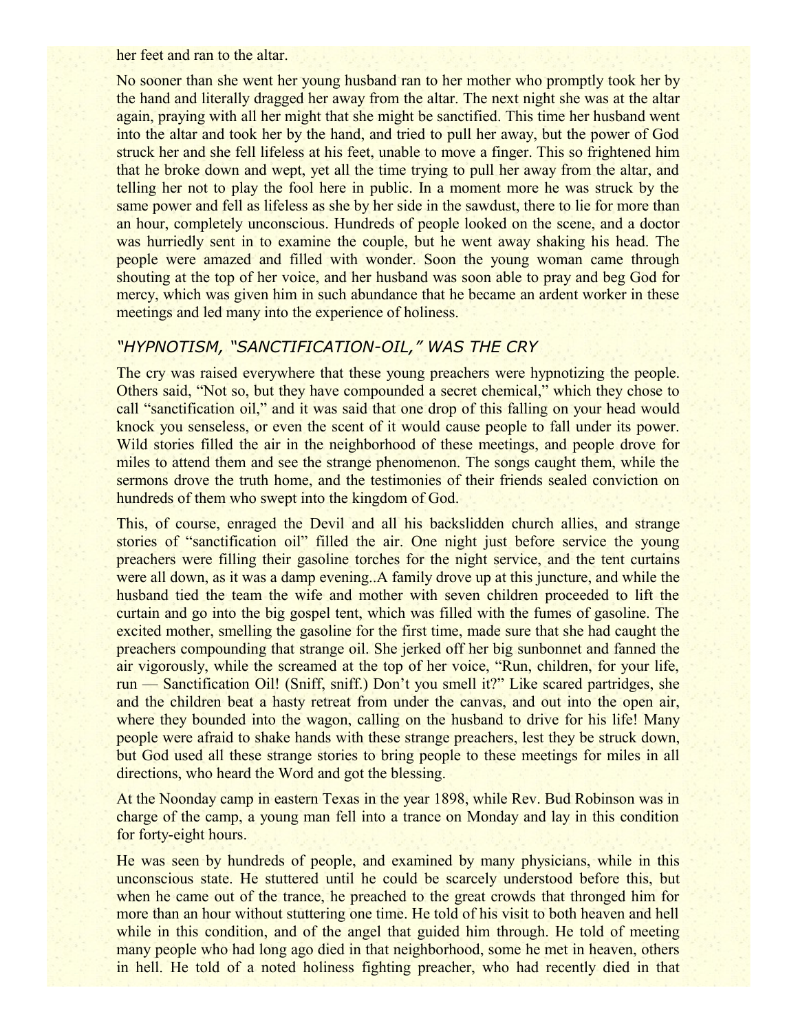her feet and ran to the altar.

No sooner than she went her young husband ran to her mother who promptly took her by the hand and literally dragged her away from the altar. The next night she was at the altar again, praying with all her might that she might be sanctified. This time her husband went into the altar and took her by the hand, and tried to pull her away, but the power of God struck her and she fell lifeless at his feet, unable to move a finger. This so frightened him that he broke down and wept, yet all the time trying to pull her away from the altar, and telling her not to play the fool here in public. In a moment more he was struck by the same power and fell as lifeless as she by her side in the sawdust, there to lie for more than an hour, completely unconscious. Hundreds of people looked on the scene, and a doctor was hurriedly sent in to examine the couple, but he went away shaking his head. The people were amazed and filled with wonder. Soon the young woman came through shouting at the top of her voice, and her husband was soon able to pray and beg God for mercy, which was given him in such abundance that he became an ardent worker in these meetings and led many into the experience of holiness.

### *"HYPNOTISM, "SANCTIFICATION-OIL," WAS THE CRY*

The cry was raised everywhere that these young preachers were hypnotizing the people. Others said, "Not so, but they have compounded a secret chemical," which they chose to call "sanctification oil," and it was said that one drop of this falling on your head would knock you senseless, or even the scent of it would cause people to fall under its power. Wild stories filled the air in the neighborhood of these meetings, and people drove for miles to attend them and see the strange phenomenon. The songs caught them, while the sermons drove the truth home, and the testimonies of their friends sealed conviction on hundreds of them who swept into the kingdom of God.

This, of course, enraged the Devil and all his backslidden church allies, and strange stories of "sanctification oil" filled the air. One night just before service the young preachers were filling their gasoline torches for the night service, and the tent curtains were all down, as it was a damp evening..A family drove up at this juncture, and while the husband tied the team the wife and mother with seven children proceeded to lift the curtain and go into the big gospel tent, which was filled with the fumes of gasoline. The excited mother, smelling the gasoline for the first time, made sure that she had caught the preachers compounding that strange oil. She jerked off her big sunbonnet and fanned the air vigorously, while the screamed at the top of her voice, "Run, children, for your life, run — Sanctification Oil! (Sniff, sniff.) Don't you smell it?" Like scared partridges, she and the children beat a hasty retreat from under the canvas, and out into the open air, where they bounded into the wagon, calling on the husband to drive for his life! Many people were afraid to shake hands with these strange preachers, lest they be struck down, but God used all these strange stories to bring people to these meetings for miles in all directions, who heard the Word and got the blessing.

At the Noonday camp in eastern Texas in the year 1898, while Rev. Bud Robinson was in charge of the camp, a young man fell into a trance on Monday and lay in this condition for forty-eight hours.

He was seen by hundreds of people, and examined by many physicians, while in this unconscious state. He stuttered until he could be scarcely understood before this, but when he came out of the trance, he preached to the great crowds that thronged him for more than an hour without stuttering one time. He told of his visit to both heaven and hell while in this condition, and of the angel that guided him through. He told of meeting many people who had long ago died in that neighborhood, some he met in heaven, others in hell. He told of a noted holiness fighting preacher, who had recently died in that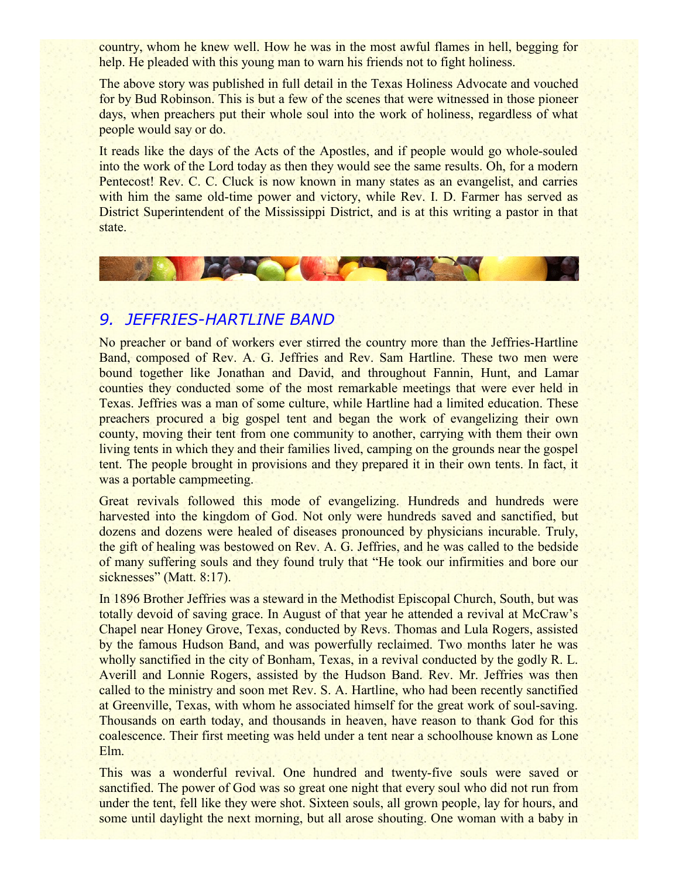country, whom he knew well. How he was in the most awful flames in hell, begging for help. He pleaded with this young man to warn his friends not to fight holiness.

The above story was published in full detail in the Texas Holiness Advocate and vouched for by Bud Robinson. This is but a few of the scenes that were witnessed in those pioneer days, when preachers put their whole soul into the work of holiness, regardless of what people would say or do.

It reads like the days of the Acts of the Apostles, and if people would go whole-souled into the work of the Lord today as then they would see the same results. Oh, for a modern Pentecost! Rev. C. C. Cluck is now known in many states as an evangelist, and carries with him the same old-time power and victory, while Rev. I. D. Farmer has served as District Superintendent of the Mississippi District, and is at this writing a pastor in that state.

## *9. JEFFRIES-HARTLINE BAND*

No preacher or band of workers ever stirred the country more than the Jeffries-Hartline Band, composed of Rev. A. G. Jeffries and Rev. Sam Hartline. These two men were bound together like Jonathan and David, and throughout Fannin, Hunt, and Lamar counties they conducted some of the most remarkable meetings that were ever held in Texas. Jeffries was a man of some culture, while Hartline had a limited education. These preachers procured a big gospel tent and began the work of evangelizing their own county, moving their tent from one community to another, carrying with them their own living tents in which they and their families lived, camping on the grounds near the gospel tent. The people brought in provisions and they prepared it in their own tents. In fact, it was a portable campmeeting.

Great revivals followed this mode of evangelizing. Hundreds and hundreds were harvested into the kingdom of God. Not only were hundreds saved and sanctified, but dozens and dozens were healed of diseases pronounced by physicians incurable. Truly, the gift of healing was bestowed on Rev. A. G. Jeffries, and he was called to the bedside of many suffering souls and they found truly that "He took our infirmities and bore our sicknesses" (Matt. 8:17).

In 1896 Brother Jeffries was a steward in the Methodist Episcopal Church, South, but was totally devoid of saving grace. In August of that year he attended a revival at McCraw's Chapel near Honey Grove, Texas, conducted by Revs. Thomas and Lula Rogers, assisted by the famous Hudson Band, and was powerfully reclaimed. Two months later he was wholly sanctified in the city of Bonham, Texas, in a revival conducted by the godly R. L. Averill and Lonnie Rogers, assisted by the Hudson Band. Rev. Mr. Jeffries was then called to the ministry and soon met Rev. S. A. Hartline, who had been recently sanctified at Greenville, Texas, with whom he associated himself for the great work of soul-saving. Thousands on earth today, and thousands in heaven, have reason to thank God for this coalescence. Their first meeting was held under a tent near a schoolhouse known as Lone Elm.

This was a wonderful revival. One hundred and twenty-five souls were saved or sanctified. The power of God was so great one night that every soul who did not run from under the tent, fell like they were shot. Sixteen souls, all grown people, lay for hours, and some until daylight the next morning, but all arose shouting. One woman with a baby in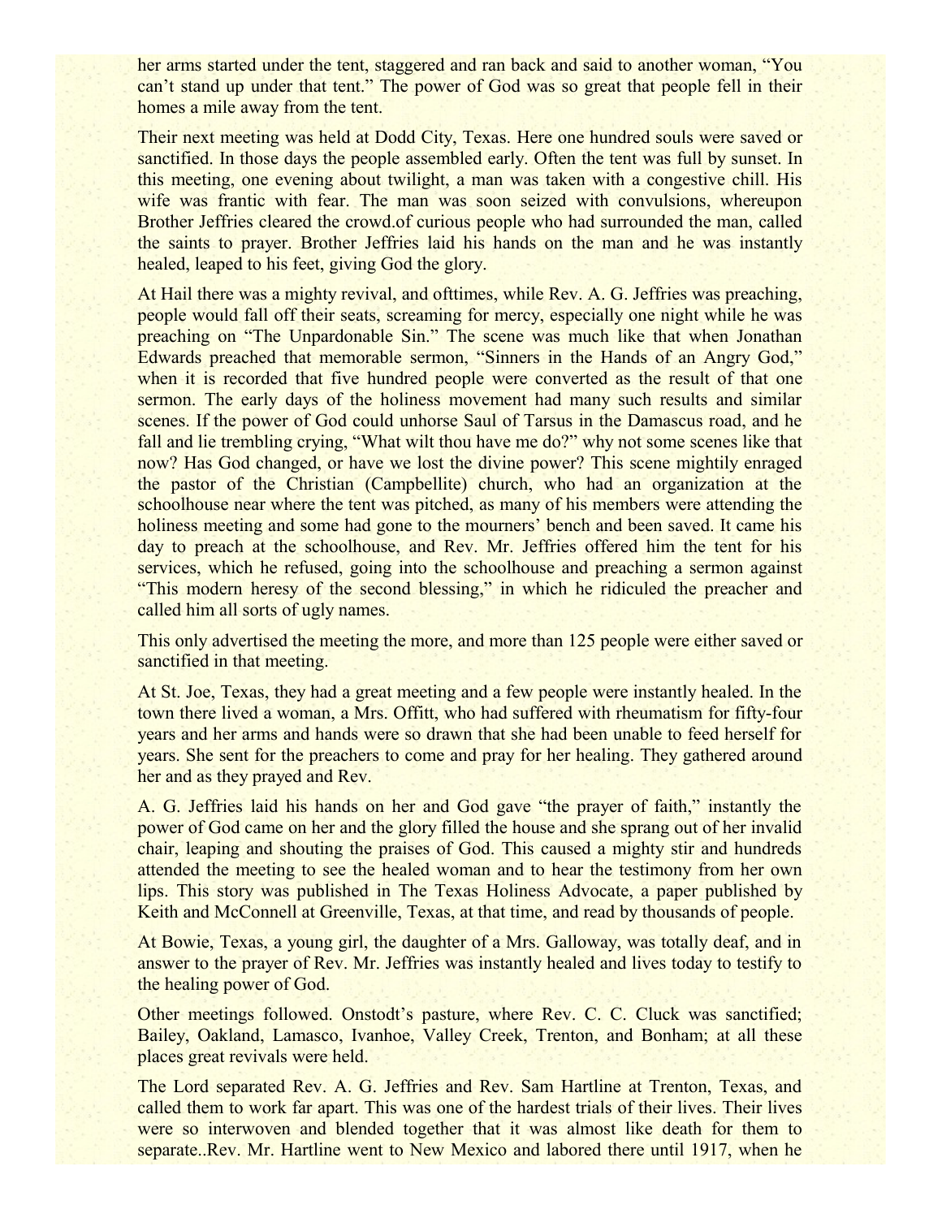her arms started under the tent, staggered and ran back and said to another woman, "You can't stand up under that tent." The power of God was so great that people fell in their homes a mile away from the tent.

Their next meeting was held at Dodd City, Texas. Here one hundred souls were saved or sanctified. In those days the people assembled early. Often the tent was full by sunset. In this meeting, one evening about twilight, a man was taken with a congestive chill. His wife was frantic with fear. The man was soon seized with convulsions, whereupon Brother Jeffries cleared the crowd.of curious people who had surrounded the man, called the saints to prayer. Brother Jeffries laid his hands on the man and he was instantly healed, leaped to his feet, giving God the glory.

At Hail there was a mighty revival, and ofttimes, while Rev. A. G. Jeffries was preaching, people would fall off their seats, screaming for mercy, especially one night while he was preaching on "The Unpardonable Sin." The scene was much like that when Jonathan Edwards preached that memorable sermon, "Sinners in the Hands of an Angry God," when it is recorded that five hundred people were converted as the result of that one sermon. The early days of the holiness movement had many such results and similar scenes. If the power of God could unhorse Saul of Tarsus in the Damascus road, and he fall and lie trembling crying, "What wilt thou have me do?" why not some scenes like that now? Has God changed, or have we lost the divine power? This scene mightily enraged the pastor of the Christian (Campbellite) church, who had an organization at the schoolhouse near where the tent was pitched, as many of his members were attending the holiness meeting and some had gone to the mourners' bench and been saved. It came his day to preach at the schoolhouse, and Rev. Mr. Jeffries offered him the tent for his services, which he refused, going into the schoolhouse and preaching a sermon against "This modern heresy of the second blessing," in which he ridiculed the preacher and called him all sorts of ugly names.

This only advertised the meeting the more, and more than 125 people were either saved or sanctified in that meeting.

At St. Joe, Texas, they had a great meeting and a few people were instantly healed. In the town there lived a woman, a Mrs. Offitt, who had suffered with rheumatism for fifty-four years and her arms and hands were so drawn that she had been unable to feed herself for years. She sent for the preachers to come and pray for her healing. They gathered around her and as they prayed and Rev.

A. G. Jeffries laid his hands on her and God gave "the prayer of faith," instantly the power of God came on her and the glory filled the house and she sprang out of her invalid chair, leaping and shouting the praises of God. This caused a mighty stir and hundreds attended the meeting to see the healed woman and to hear the testimony from her own lips. This story was published in The Texas Holiness Advocate, a paper published by Keith and McConnell at Greenville, Texas, at that time, and read by thousands of people.

At Bowie, Texas, a young girl, the daughter of a Mrs. Galloway, was totally deaf, and in answer to the prayer of Rev. Mr. Jeffries was instantly healed and lives today to testify to the healing power of God.

Other meetings followed. Onstodt's pasture, where Rev. C. C. Cluck was sanctified; Bailey, Oakland, Lamasco, Ivanhoe, Valley Creek, Trenton, and Bonham; at all these places great revivals were held.

The Lord separated Rev. A. G. Jeffries and Rev. Sam Hartline at Trenton, Texas, and called them to work far apart. This was one of the hardest trials of their lives. Their lives were so interwoven and blended together that it was almost like death for them to separate..Rev. Mr. Hartline went to New Mexico and labored there until 1917, when he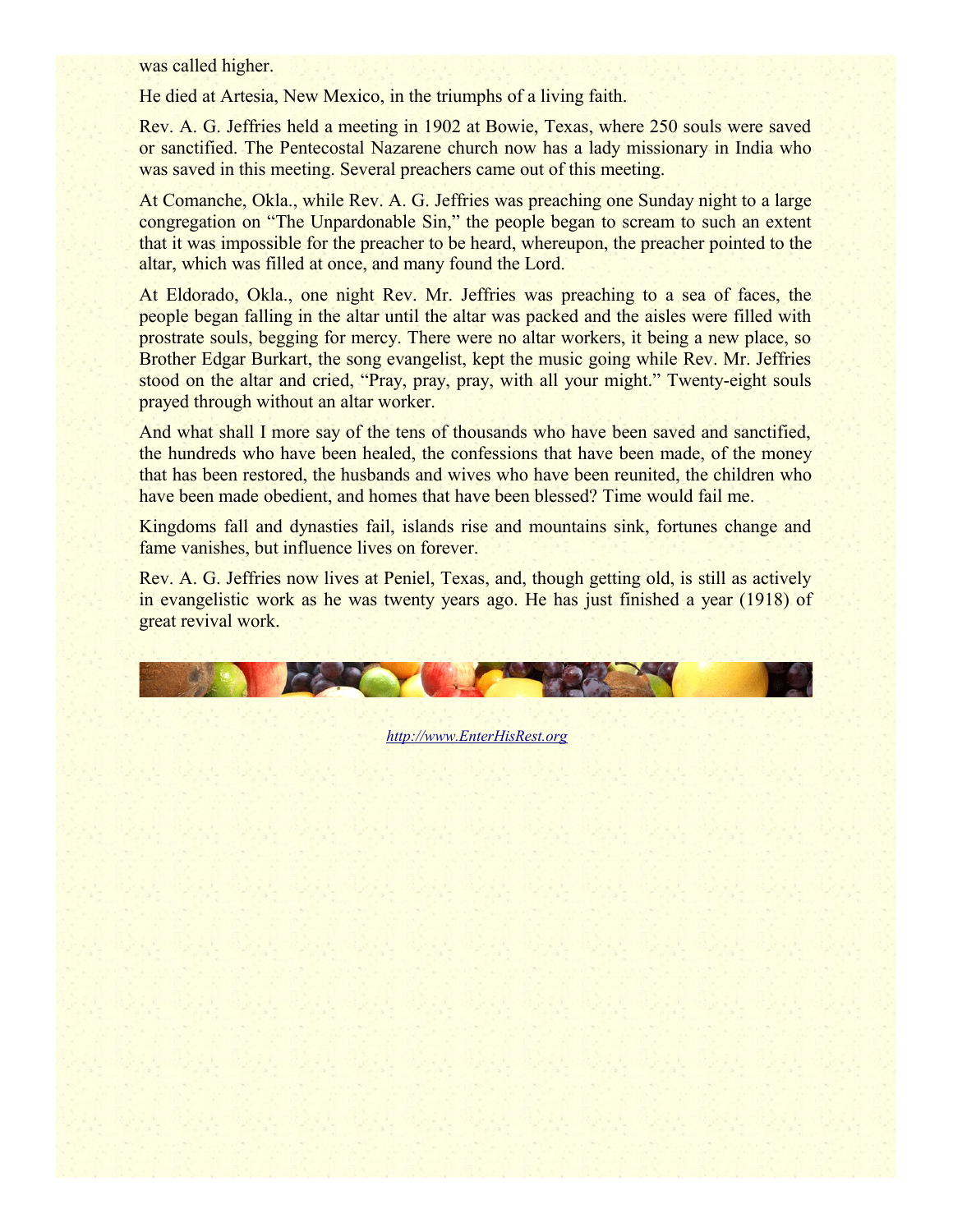was called higher.

He died at Artesia, New Mexico, in the triumphs of a living faith.

Rev. A. G. Jeffries held a meeting in 1902 at Bowie, Texas, where 250 souls were saved or sanctified. The Pentecostal Nazarene church now has a lady missionary in India who was saved in this meeting. Several preachers came out of this meeting.

At Comanche, Okla., while Rev. A. G. Jeffries was preaching one Sunday night to a large congregation on "The Unpardonable Sin," the people began to scream to such an extent that it was impossible for the preacher to be heard, whereupon, the preacher pointed to the altar, which was filled at once, and many found the Lord.

At Eldorado, Okla., one night Rev. Mr. Jeffries was preaching to a sea of faces, the people began falling in the altar until the altar was packed and the aisles were filled with prostrate souls, begging for mercy. There were no altar workers, it being a new place, so Brother Edgar Burkart, the song evangelist, kept the music going while Rev. Mr. Jeffries stood on the altar and cried, "Pray, pray, pray, with all your might." Twenty-eight souls prayed through without an altar worker.

And what shall I more say of the tens of thousands who have been saved and sanctified, the hundreds who have been healed, the confessions that have been made, of the money that has been restored, the husbands and wives who have been reunited, the children who have been made obedient, and homes that have been blessed? Time would fail me.

Kingdoms fall and dynasties fail, islands rise and mountains sink, fortunes change and fame vanishes, but influence lives on forever.

Rev. A. G. Jeffries now lives at Peniel, Texas, and, though getting old, is still as actively in evangelistic work as he was twenty years ago. He has just finished a year (1918) of great revival work.

http://www.EnterHisRest.org